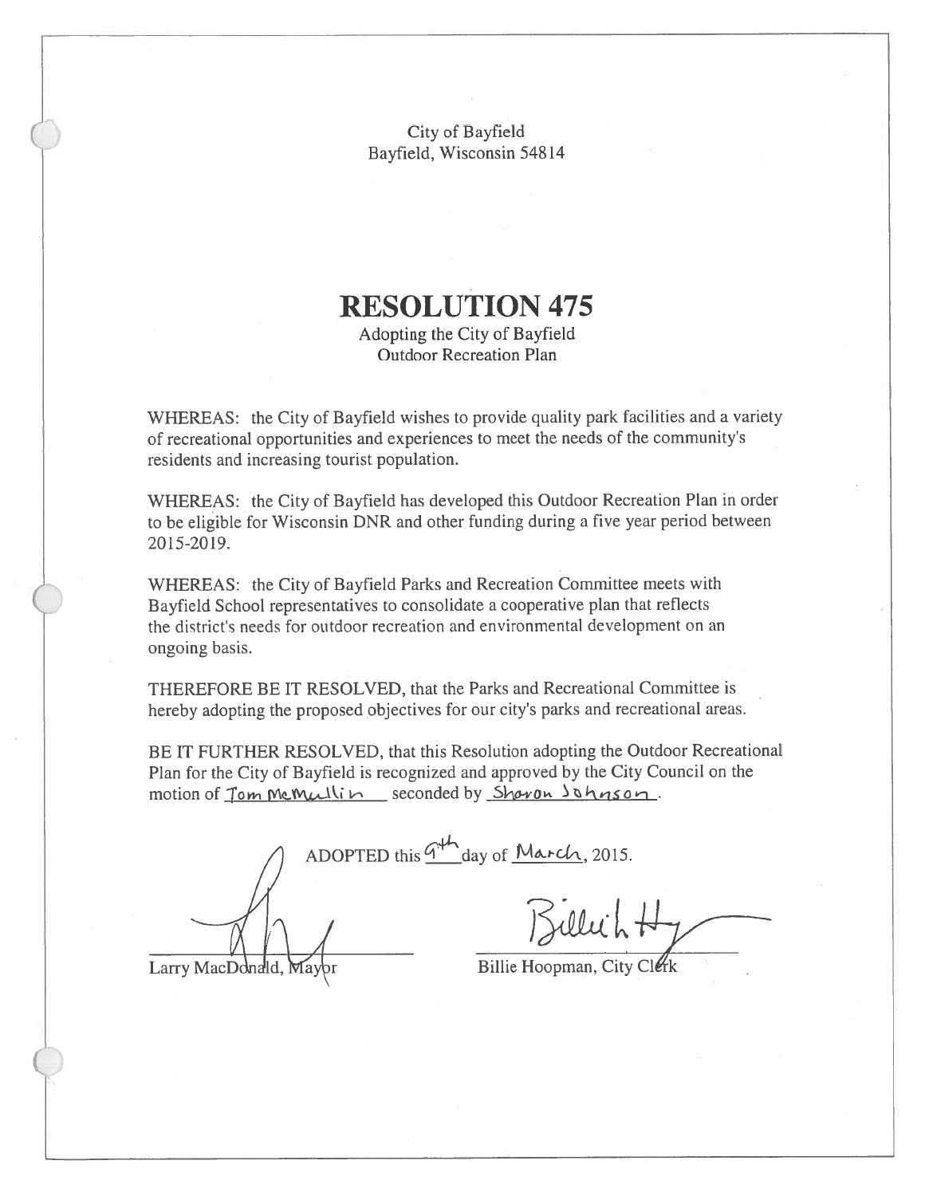City of Bayfield
Bayfield, Wisconsin 54814

# RESOLUTION 475

Adopting the City of Bayfield
Outdoor Recreation Plan

WHEREAS: the City of Bayfield wishes to provide quality park facilities and a variety of recreational opportunities and experiences to meet the needs of the community's residents and increasing tourist population.

WHEREAS: the City of Bayfield has developed this Outdoor Recreation Plan in order to be eligible for Wisconsin DNR and other funding during a five year period between 2015-2019.

WHEREAS: the City of Bayfield Parks and Recreation Committee meets with Bayfield School representatives to consolidate a cooperative plan that reflects the district's needs for outdoor recreation and environmental development on an ongoing basis.

THEREFORE BE IT RESOLVED, that the Parks and Recreational Committee is hereby adopting the proposed objectives for our city's parks and recreational areas.

BE IT FURTHER RESOLVED, that this Resolution adopting the Outdoor Recreational Plan for the City of Bayfield is recognized and approved by the City Council on the motion of Tom McMullin seconded by Sharon Johnson.

ADOPTED this 9th day of March, 2015.

Larry MacDonald, Mayor

Billie Hoopman, City Clerk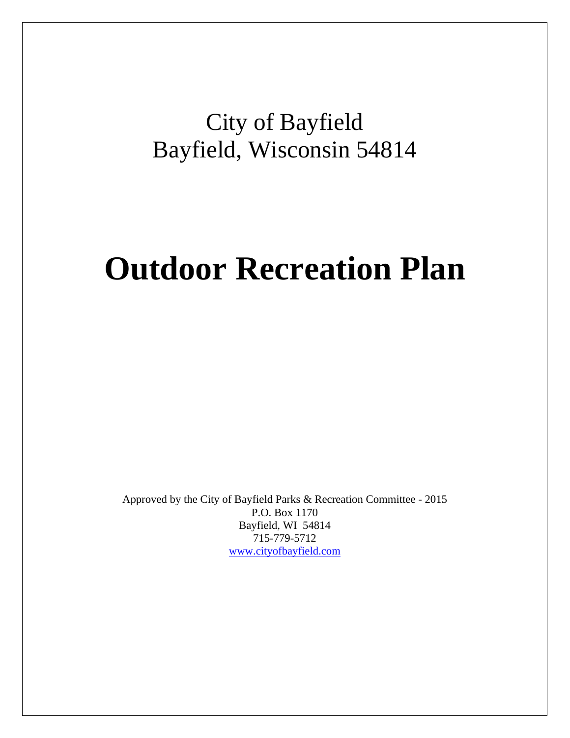City of Bayfield
Bayfield, Wisconsin 54814

# Outdoor Recreation Plan

Approved by the City of Bayfield Parks & Recreation Committee - 2015
P.O. Box 1170
Bayfield, WI 54814
715-779-5712
www.cityofbayfield.com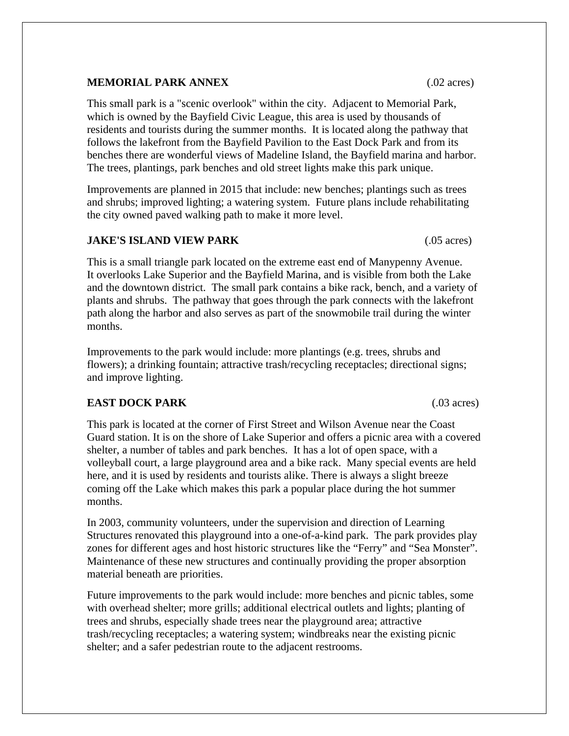**MEMORIAL PARK ANNEX** (.02 acres)

This small park is a "scenic overlook" within the city. Adjacent to Memorial Park, which is owned by the Bayfield Civic League, this area is used by thousands of residents and tourists during the summer months. It is located along the pathway that follows the lakefront from the Bayfield Pavilion to the East Dock Park and from its benches there are wonderful views of Madeline Island, the Bayfield marina and harbor. The trees, plantings, park benches and old street lights make this park unique.

Improvements are planned in 2015 that include: new benches; plantings such as trees and shrubs; improved lighting; a watering system. Future plans include rehabilitating the city owned paved walking path to make it more level.

**JAKE'S ISLAND VIEW PARK** (.05 acres)

This is a small triangle park located on the extreme east end of Manypenny Avenue. It overlooks Lake Superior and the Bayfield Marina, and is visible from both the Lake and the downtown district. The small park contains a bike rack, bench, and a variety of plants and shrubs. The pathway that goes through the park connects with the lakefront path along the harbor and also serves as part of the snowmobile trail during the winter months.

Improvements to the park would include: more plantings (e.g. trees, shrubs and flowers); a drinking fountain; attractive trash/recycling receptacles; directional signs; and improve lighting.

**EAST DOCK PARK** (.03 acres)

This park is located at the corner of First Street and Wilson Avenue near the Coast Guard station. It is on the shore of Lake Superior and offers a picnic area with a covered shelter, a number of tables and park benches. It has a lot of open space, with a volleyball court, a large playground area and a bike rack. Many special events are held here, and it is used by residents and tourists alike. There is always a slight breeze coming off the Lake which makes this park a popular place during the hot summer months.

In 2003, community volunteers, under the supervision and direction of Learning Structures renovated this playground into a one-of-a-kind park. The park provides play zones for different ages and host historic structures like the “Ferry” and “Sea Monster”. Maintenance of these new structures and continually providing the proper absorption material beneath are priorities.

Future improvements to the park would include: more benches and picnic tables, some with overhead shelter; more grills; additional electrical outlets and lights; planting of trees and shrubs, especially shade trees near the playground area; attractive trash/recycling receptacles; a watering system; windbreaks near the existing picnic shelter; and a safer pedestrian route to the adjacent restrooms.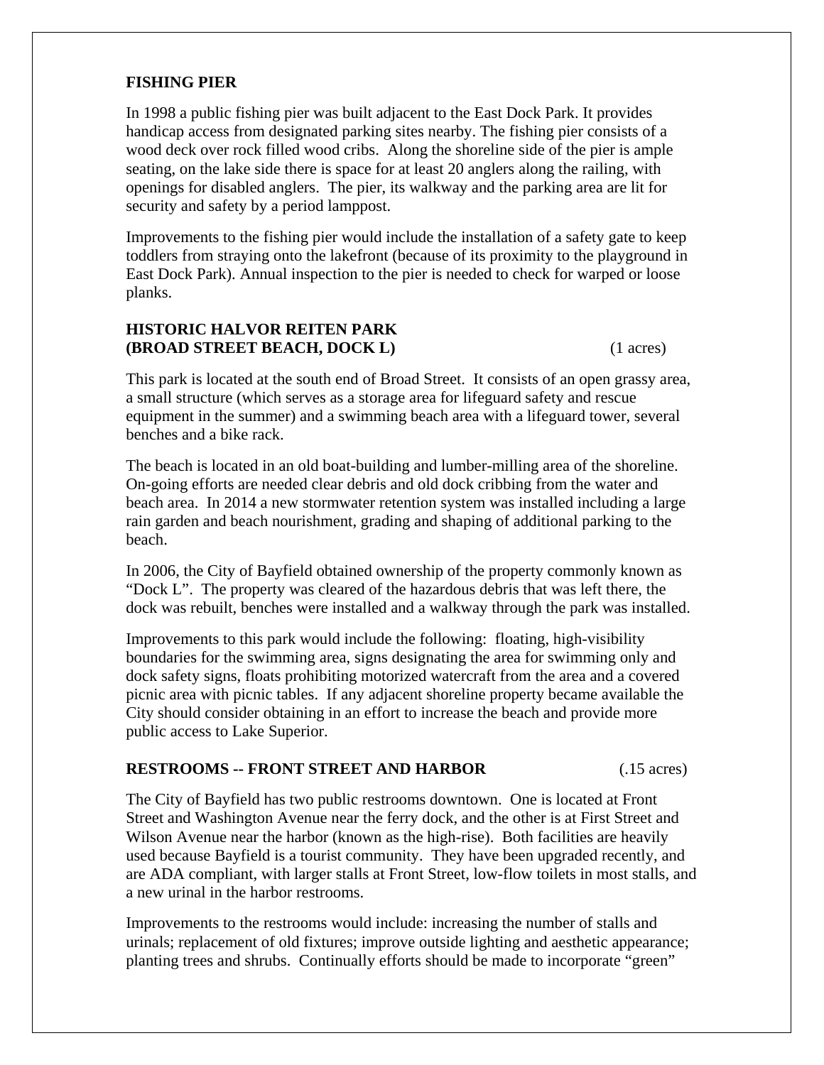**FISHING PIER**

In 1998 a public fishing pier was built adjacent to the East Dock Park. It provides handicap access from designated parking sites nearby. The fishing pier consists of a wood deck over rock filled wood cribs. Along the shoreline side of the pier is ample seating, on the lake side there is space for at least 20 anglers along the railing, with openings for disabled anglers. The pier, its walkway and the parking area are lit for security and safety by a period lamppost.

Improvements to the fishing pier would include the installation of a safety gate to keep toddlers from straying onto the lakefront (because of its proximity to the playground in East Dock Park). Annual inspection to the pier is needed to check for warped or loose planks.

**HISTORIC HALVOR REITEN PARK**
**(BROAD STREET BEACH, DOCK L)** (1 acres)

This park is located at the south end of Broad Street. It consists of an open grassy area, a small structure (which serves as a storage area for lifeguard safety and rescue equipment in the summer) and a swimming beach area with a lifeguard tower, several benches and a bike rack.

The beach is located in an old boat-building and lumber-milling area of the shoreline. On-going efforts are needed clear debris and old dock cribbing from the water and beach area. In 2014 a new stormwater retention system was installed including a large rain garden and beach nourishment, grading and shaping of additional parking to the beach.

In 2006, the City of Bayfield obtained ownership of the property commonly known as "Dock L". The property was cleared of the hazardous debris that was left there, the dock was rebuilt, benches were installed and a walkway through the park was installed.

Improvements to this park would include the following: floating, high-visibility boundaries for the swimming area, signs designating the area for swimming only and dock safety signs, floats prohibiting motorized watercraft from the area and a covered picnic area with picnic tables. If any adjacent shoreline property became available the City should consider obtaining in an effort to increase the beach and provide more public access to Lake Superior.

**RESTROOMS -- FRONT STREET AND HARBOR** (.15 acres)

The City of Bayfield has two public restrooms downtown. One is located at Front Street and Washington Avenue near the ferry dock, and the other is at First Street and Wilson Avenue near the harbor (known as the high-rise). Both facilities are heavily used because Bayfield is a tourist community. They have been upgraded recently, and are ADA compliant, with larger stalls at Front Street, low-flow toilets in most stalls, and a new urinal in the harbor restrooms.

Improvements to the restrooms would include: increasing the number of stalls and urinals; replacement of old fixtures; improve outside lighting and aesthetic appearance; planting trees and shrubs. Continually efforts should be made to incorporate "green"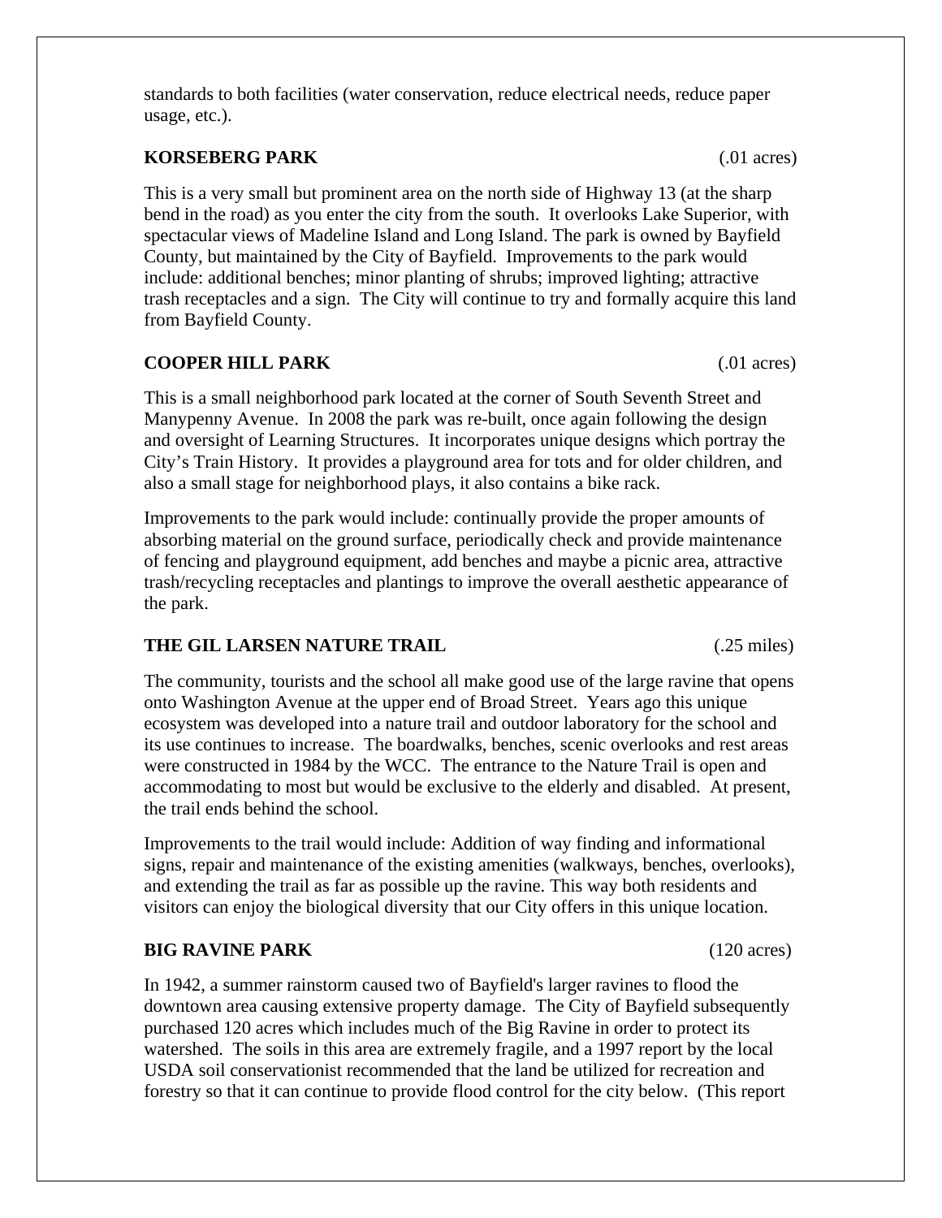standards to both facilities (water conservation, reduce electrical needs, reduce paper usage, etc.).

**KORSEBERG PARK** (.01 acres)

This is a very small but prominent area on the north side of Highway 13 (at the sharp bend in the road) as you enter the city from the south. It overlooks Lake Superior, with spectacular views of Madeline Island and Long Island. The park is owned by Bayfield County, but maintained by the City of Bayfield. Improvements to the park would include: additional benches; minor planting of shrubs; improved lighting; attractive trash receptacles and a sign. The City will continue to try and formally acquire this land from Bayfield County.

**COOPER HILL PARK** (.01 acres)

This is a small neighborhood park located at the corner of South Seventh Street and Manypenny Avenue. In 2008 the park was re-built, once again following the design and oversight of Learning Structures. It incorporates unique designs which portray the City's Train History. It provides a playground area for tots and for older children, and also a small stage for neighborhood plays, it also contains a bike rack.

Improvements to the park would include: continually provide the proper amounts of absorbing material on the ground surface, periodically check and provide maintenance of fencing and playground equipment, add benches and maybe a picnic area, attractive trash/recycling receptacles and plantings to improve the overall aesthetic appearance of the park.

**THE GIL LARSEN NATURE TRAIL** (.25 miles)

The community, tourists and the school all make good use of the large ravine that opens onto Washington Avenue at the upper end of Broad Street. Years ago this unique ecosystem was developed into a nature trail and outdoor laboratory for the school and its use continues to increase. The boardwalks, benches, scenic overlooks and rest areas were constructed in 1984 by the WCC. The entrance to the Nature Trail is open and accommodating to most but would be exclusive to the elderly and disabled. At present, the trail ends behind the school.

Improvements to the trail would include: Addition of way finding and informational signs, repair and maintenance of the existing amenities (walkways, benches, overlooks), and extending the trail as far as possible up the ravine. This way both residents and visitors can enjoy the biological diversity that our City offers in this unique location.

**BIG RAVINE PARK** (120 acres)

In 1942, a summer rainstorm caused two of Bayfield's larger ravines to flood the downtown area causing extensive property damage. The City of Bayfield subsequently purchased 120 acres which includes much of the Big Ravine in order to protect its watershed. The soils in this area are extremely fragile, and a 1997 report by the local USDA soil conservationist recommended that the land be utilized for recreation and forestry so that it can continue to provide flood control for the city below. (This report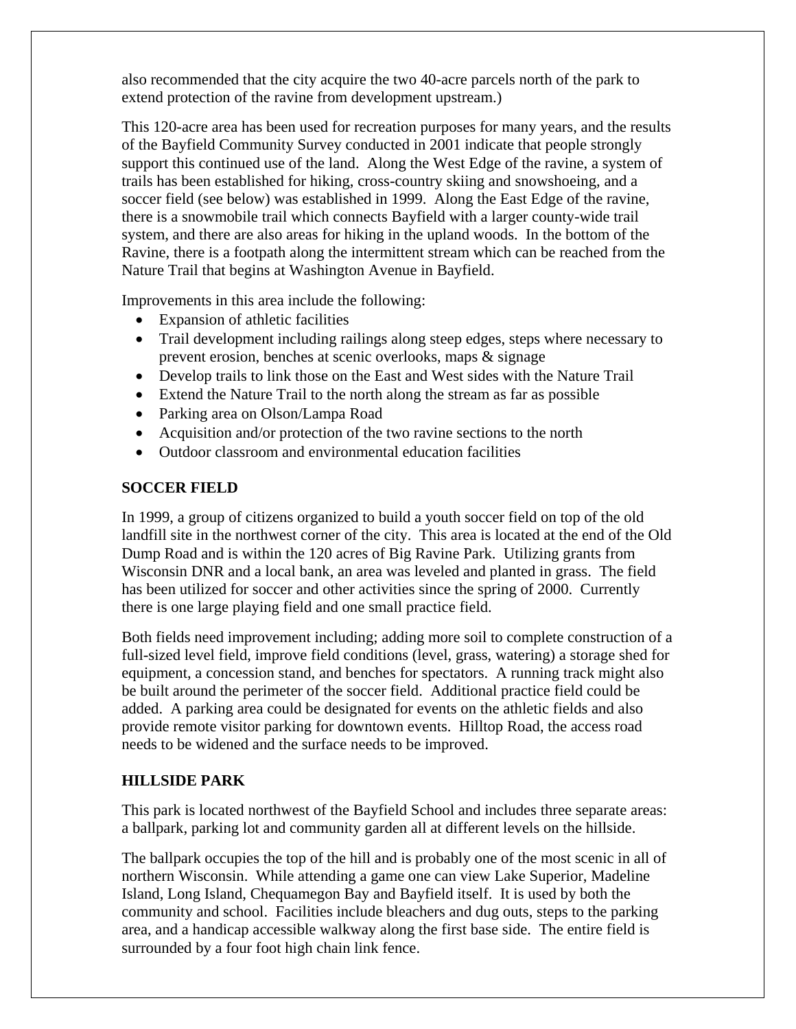also recommended that the city acquire the two 40-acre parcels north of the park to extend protection of the ravine from development upstream.)

This 120-acre area has been used for recreation purposes for many years, and the results of the Bayfield Community Survey conducted in 2001 indicate that people strongly support this continued use of the land. Along the West Edge of the ravine, a system of trails has been established for hiking, cross-country skiing and snowshoeing, and a soccer field (see below) was established in 1999. Along the East Edge of the ravine, there is a snowmobile trail which connects Bayfield with a larger county-wide trail system, and there are also areas for hiking in the upland woods. In the bottom of the Ravine, there is a footpath along the intermittent stream which can be reached from the Nature Trail that begins at Washington Avenue in Bayfield.

Improvements in this area include the following:

- Expansion of athletic facilities
- Trail development including railings along steep edges, steps where necessary to prevent erosion, benches at scenic overlooks, maps & signage
- Develop trails to link those on the East and West sides with the Nature Trail
- Extend the Nature Trail to the north along the stream as far as possible
- Parking area on Olson/Lampa Road
- Acquisition and/or protection of the two ravine sections to the north
- Outdoor classroom and environmental education facilities

**SOCCER FIELD**

In 1999, a group of citizens organized to build a youth soccer field on top of the old landfill site in the northwest corner of the city. This area is located at the end of the Old Dump Road and is within the 120 acres of Big Ravine Park. Utilizing grants from Wisconsin DNR and a local bank, an area was leveled and planted in grass. The field has been utilized for soccer and other activities since the spring of 2000. Currently there is one large playing field and one small practice field.

Both fields need improvement including; adding more soil to complete construction of a full-sized level field, improve field conditions (level, grass, watering) a storage shed for equipment, a concession stand, and benches for spectators. A running track might also be built around the perimeter of the soccer field. Additional practice field could be added. A parking area could be designated for events on the athletic fields and also provide remote visitor parking for downtown events. Hilltop Road, the access road needs to be widened and the surface needs to be improved.

**HILLSIDE PARK**

This park is located northwest of the Bayfield School and includes three separate areas: a ballpark, parking lot and community garden all at different levels on the hillside.

The ballpark occupies the top of the hill and is probably one of the most scenic in all of northern Wisconsin. While attending a game one can view Lake Superior, Madeline Island, Long Island, Chequamegon Bay and Bayfield itself. It is used by both the community and school. Facilities include bleachers and dug outs, steps to the parking area, and a handicap accessible walkway along the first base side. The entire field is surrounded by a four foot high chain link fence.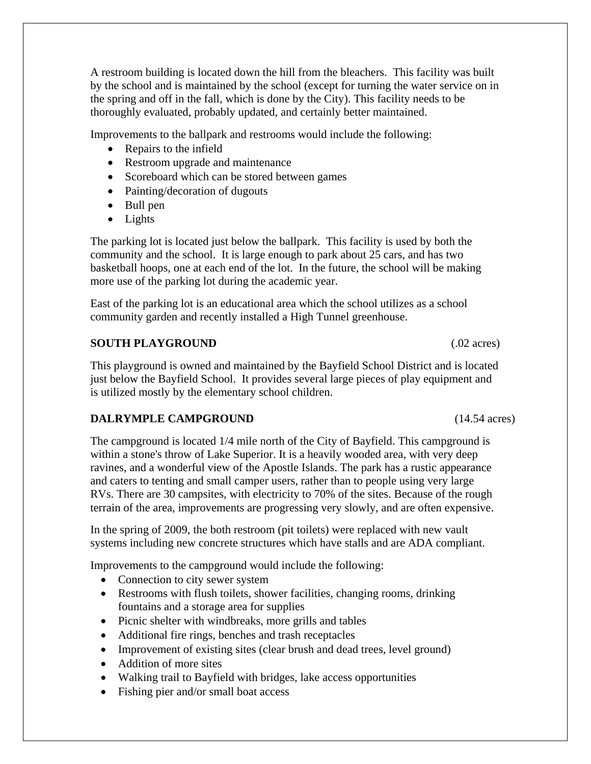A restroom building is located down the hill from the bleachers. This facility was built by the school and is maintained by the school (except for turning the water service on in the spring and off in the fall, which is done by the City). This facility needs to be thoroughly evaluated, probably updated, and certainly better maintained.

Improvements to the ballpark and restrooms would include the following:

- Repairs to the infield
- Restroom upgrade and maintenance
- Scoreboard which can be stored between games
- Painting/decoration of dugouts
- Bull pen
- Lights

The parking lot is located just below the ballpark. This facility is used by both the community and the school. It is large enough to park about 25 cars, and has two basketball hoops, one at each end of the lot. In the future, the school will be making more use of the parking lot during the academic year.

East of the parking lot is an educational area which the school utilizes as a school community garden and recently installed a High Tunnel greenhouse.

**SOUTH PLAYGROUND** (.02 acres)

This playground is owned and maintained by the Bayfield School District and is located just below the Bayfield School. It provides several large pieces of play equipment and is utilized mostly by the elementary school children.

**DALRYMPLE CAMPGROUND** (14.54 acres)

The campground is located 1/4 mile north of the City of Bayfield. This campground is within a stone's throw of Lake Superior. It is a heavily wooded area, with very deep ravines, and a wonderful view of the Apostle Islands. The park has a rustic appearance and caters to tenting and small camper users, rather than to people using very large RVs. There are 30 campsites, with electricity to 70% of the sites. Because of the rough terrain of the area, improvements are progressing very slowly, and are often expensive.

In the spring of 2009, the both restroom (pit toilets) were replaced with new vault systems including new concrete structures which have stalls and are ADA compliant.

Improvements to the campground would include the following:

- Connection to city sewer system
- Restrooms with flush toilets, shower facilities, changing rooms, drinking fountains and a storage area for supplies
- Picnic shelter with windbreaks, more grills and tables
- Additional fire rings, benches and trash receptacles
- Improvement of existing sites (clear brush and dead trees, level ground)
- Addition of more sites
- Walking trail to Bayfield with bridges, lake access opportunities
- Fishing pier and/or small boat access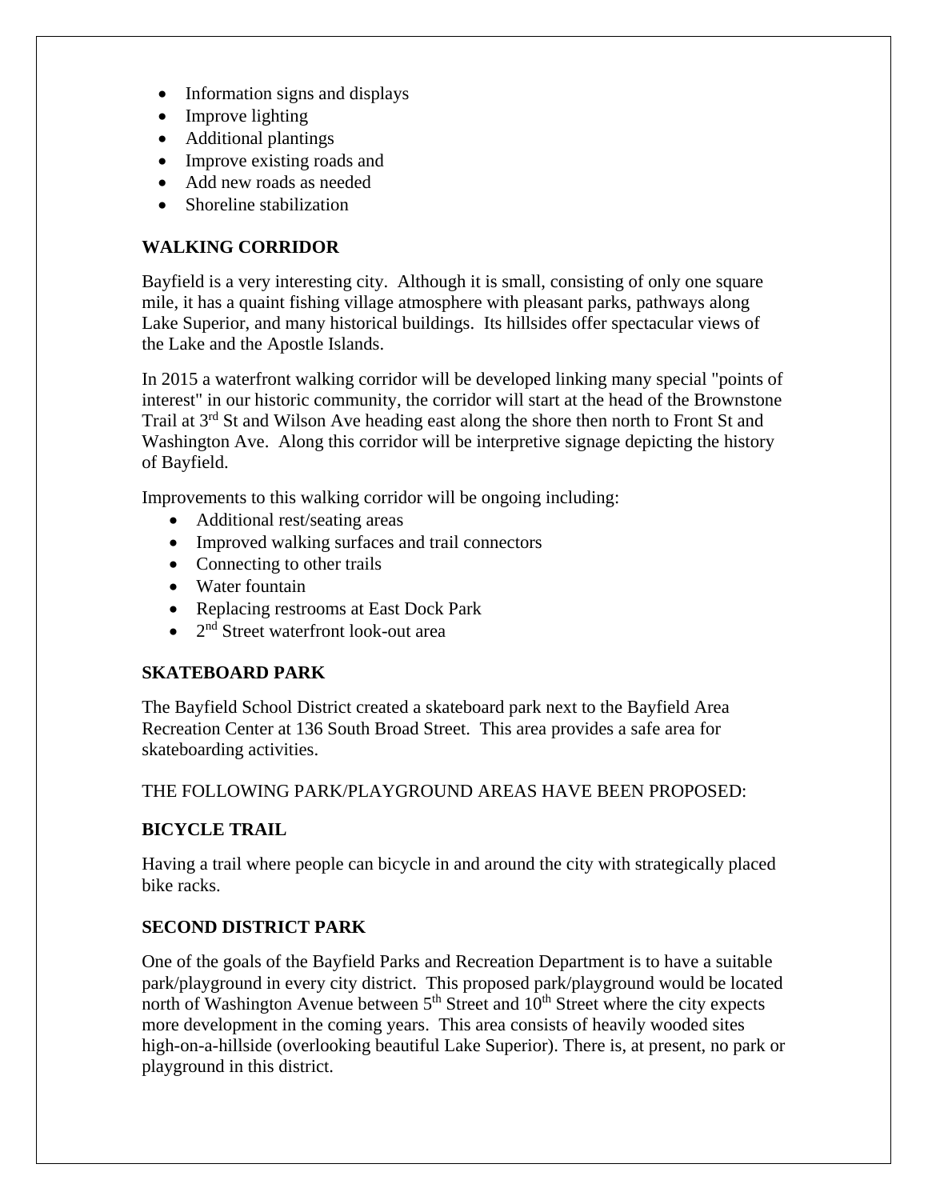- Information signs and displays
- Improve lighting
- Additional plantings
- Improve existing roads and
- Add new roads as needed
- Shoreline stabilization

**WALKING CORRIDOR**

Bayfield is a very interesting city. Although it is small, consisting of only one square mile, it has a quaint fishing village atmosphere with pleasant parks, pathways along Lake Superior, and many historical buildings. Its hillsides offer spectacular views of the Lake and the Apostle Islands.

In 2015 a waterfront walking corridor will be developed linking many special "points of interest" in our historic community, the corridor will start at the head of the Brownstone Trail at 3rd St and Wilson Ave heading east along the shore then north to Front St and Washington Ave. Along this corridor will be interpretive signage depicting the history of Bayfield.

Improvements to this walking corridor will be ongoing including:

- Additional rest/seating areas
- Improved walking surfaces and trail connectors
- Connecting to other trails
- Water fountain
- Replacing restrooms at East Dock Park
- 2nd Street waterfront look-out area

**SKATEBOARD PARK**

The Bayfield School District created a skateboard park next to the Bayfield Area Recreation Center at 136 South Broad Street. This area provides a safe area for skateboarding activities.

THE FOLLOWING PARK/PLAYGROUND AREAS HAVE BEEN PROPOSED:

**BICYCLE TRAIL**

Having a trail where people can bicycle in and around the city with strategically placed bike racks.

**SECOND DISTRICT PARK**

One of the goals of the Bayfield Parks and Recreation Department is to have a suitable park/playground in every city district. This proposed park/playground would be located north of Washington Avenue between 5th Street and 10th Street where the city expects more development in the coming years. This area consists of heavily wooded sites high-on-a-hillside (overlooking beautiful Lake Superior). There is, at present, no park or playground in this district.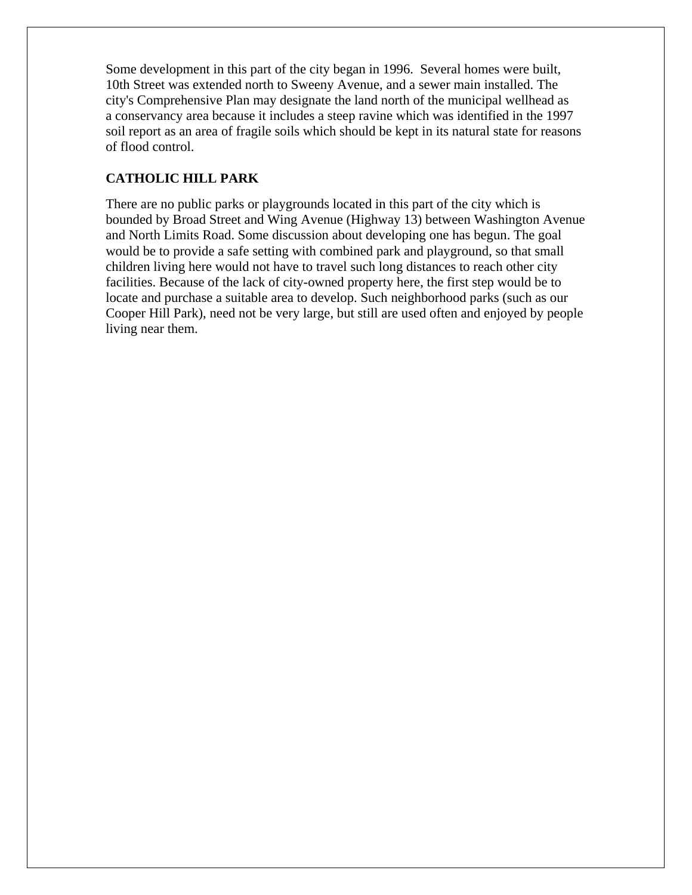Some development in this part of the city began in 1996. Several homes were built, 10th Street was extended north to Sweeny Avenue, and a sewer main installed. The city's Comprehensive Plan may designate the land north of the municipal wellhead as a conservancy area because it includes a steep ravine which was identified in the 1997 soil report as an area of fragile soils which should be kept in its natural state for reasons of flood control.

## CATHOLIC HILL PARK

There are no public parks or playgrounds located in this part of the city which is bounded by Broad Street and Wing Avenue (Highway 13) between Washington Avenue and North Limits Road. Some discussion about developing one has begun. The goal would be to provide a safe setting with combined park and playground, so that small children living here would not have to travel such long distances to reach other city facilities. Because of the lack of city-owned property here, the first step would be to locate and purchase a suitable area to develop. Such neighborhood parks (such as our Cooper Hill Park), need not be very large, but still are used often and enjoyed by people living near them.